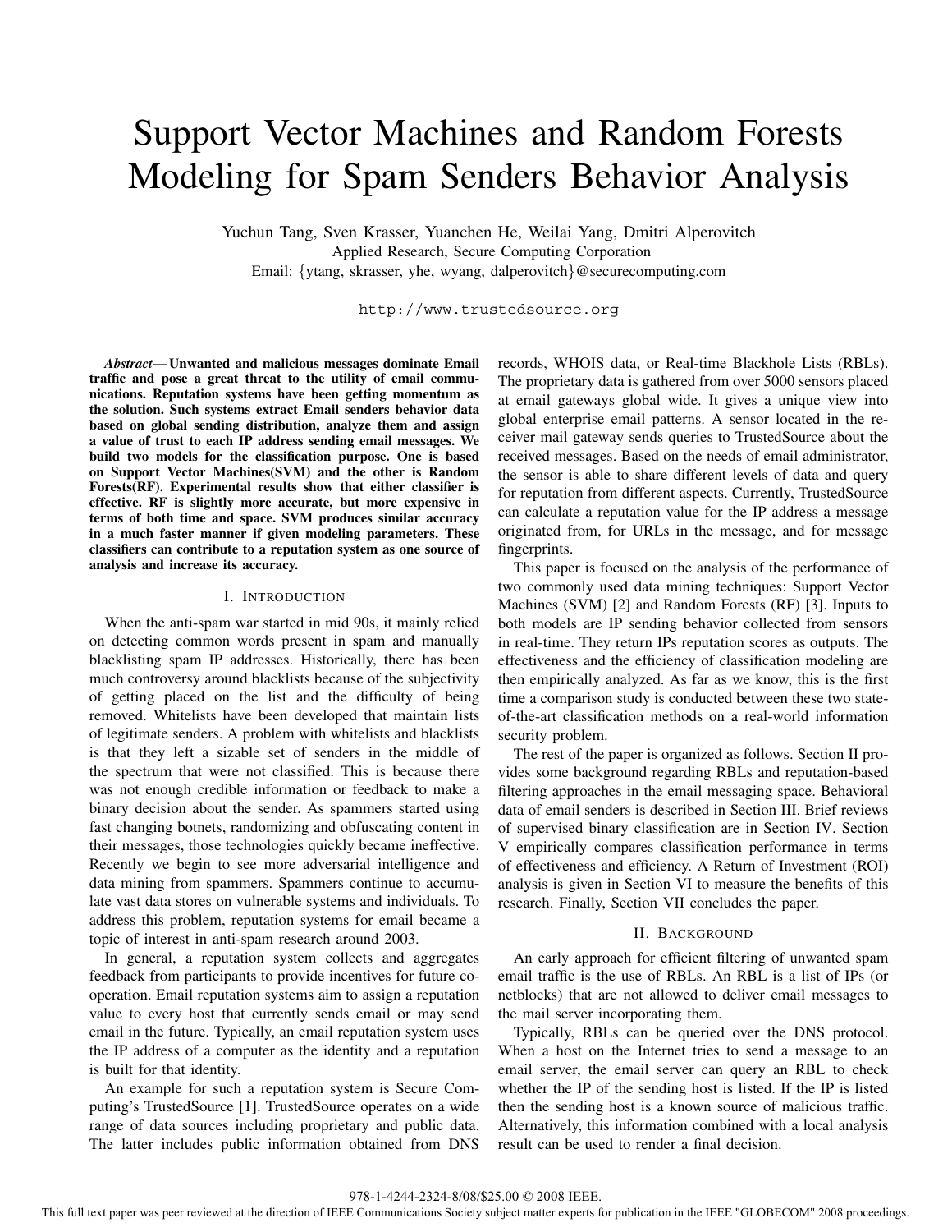# Support Vector Machines and Random Forests Modeling for Spam Senders Behavior Analysis

Yuchun Tang, Sven Krasser, Yuanchen He, Weilai Yang, Dmitri Alperovitch
Applied Research, Secure Computing Corporation
Email: {ytang, skrasser, yhe, wyang, dalperovitch}@securecomputing.com

http://www.trustedsource.org

***Abstract*— Unwanted and malicious messages dominate Email traffic and pose a great threat to the utility of email communications. Reputation systems have been getting momentum as the solution. Such systems extract Email senders behavior data based on global sending distribution, analyze them and assign a value of trust to each IP address sending email messages. We build two models for the classification purpose. One is based on Support Vector Machines(SVM) and the other is Random Forests(RF). Experimental results show that either classifier is effective. RF is slightly more accurate, but more expensive in terms of both time and space. SVM produces similar accuracy in a much faster manner if given modeling parameters. These classifiers can contribute to a reputation system as one source of analysis and increase its accuracy.**

## I. Introduction

When the anti-spam war started in mid 90s, it mainly relied on detecting common words present in spam and manually blacklisting spam IP addresses. Historically, there has been much controversy around blacklists because of the subjectivity of getting placed on the list and the difficulty of being removed. Whitelists have been developed that maintain lists of legitimate senders. A problem with whitelists and blacklists is that they left a sizable set of senders in the middle of the spectrum that were not classified. This is because there was not enough credible information or feedback to make a binary decision about the sender. As spammers started using fast changing botnets, randomizing and obfuscating content in their messages, those technologies quickly became ineffective. Recently we begin to see more adversarial intelligence and data mining from spammers. Spammers continue to accumulate vast data stores on vulnerable systems and individuals. To address this problem, reputation systems for email became a topic of interest in anti-spam research around 2003.

In general, a reputation system collects and aggregates feedback from participants to provide incentives for future cooperation. Email reputation systems aim to assign a reputation value to every host that currently sends email or may send email in the future. Typically, an email reputation system uses the IP address of a computer as the identity and a reputation is built for that identity.

An example for such a reputation system is Secure Computing's TrustedSource [1]. TrustedSource operates on a wide range of data sources including proprietary and public data. The latter includes public information obtained from DNS records, WHOIS data, or Real-time Blackhole Lists (RBLs). The proprietary data is gathered from over 5000 sensors placed at email gateways global wide. It gives a unique view into global enterprise email patterns. A sensor located in the receiver mail gateway sends queries to TrustedSource about the received messages. Based on the needs of email administrator, the sensor is able to share different levels of data and query for reputation from different aspects. Currently, TrustedSource can calculate a reputation value for the IP address a message originated from, for URLs in the message, and for message fingerprints.

This paper is focused on the analysis of the performance of two commonly used data mining techniques: Support Vector Machines (SVM) [2] and Random Forests (RF) [3]. Inputs to both models are IP sending behavior collected from sensors in real-time. They return IPs reputation scores as outputs. The effectiveness and the efficiency of classification modeling are then empirically analyzed. As far as we know, this is the first time a comparison study is conducted between these two state-of-the-art classification methods on a real-world information security problem.

The rest of the paper is organized as follows. Section II provides some background regarding RBLs and reputation-based filtering approaches in the email messaging space. Behavioral data of email senders is described in Section III. Brief reviews of supervised binary classification are in Section IV. Section V empirically compares classification performance in terms of effectiveness and efficiency. A Return of Investment (ROI) analysis is given in Section VI to measure the benefits of this research. Finally, Section VII concludes the paper.

## II. Background

An early approach for efficient filtering of unwanted spam email traffic is the use of RBLs. An RBL is a list of IPs (or netblocks) that are not allowed to deliver email messages to the mail server incorporating them.

Typically, RBLs can be queried over the DNS protocol. When a host on the Internet tries to send a message to an email server, the email server can query an RBL to check whether the IP of the sending host is listed. If the IP is listed then the sending host is a known source of malicious traffic. Alternatively, this information combined with a local analysis result can be used to render a final decision.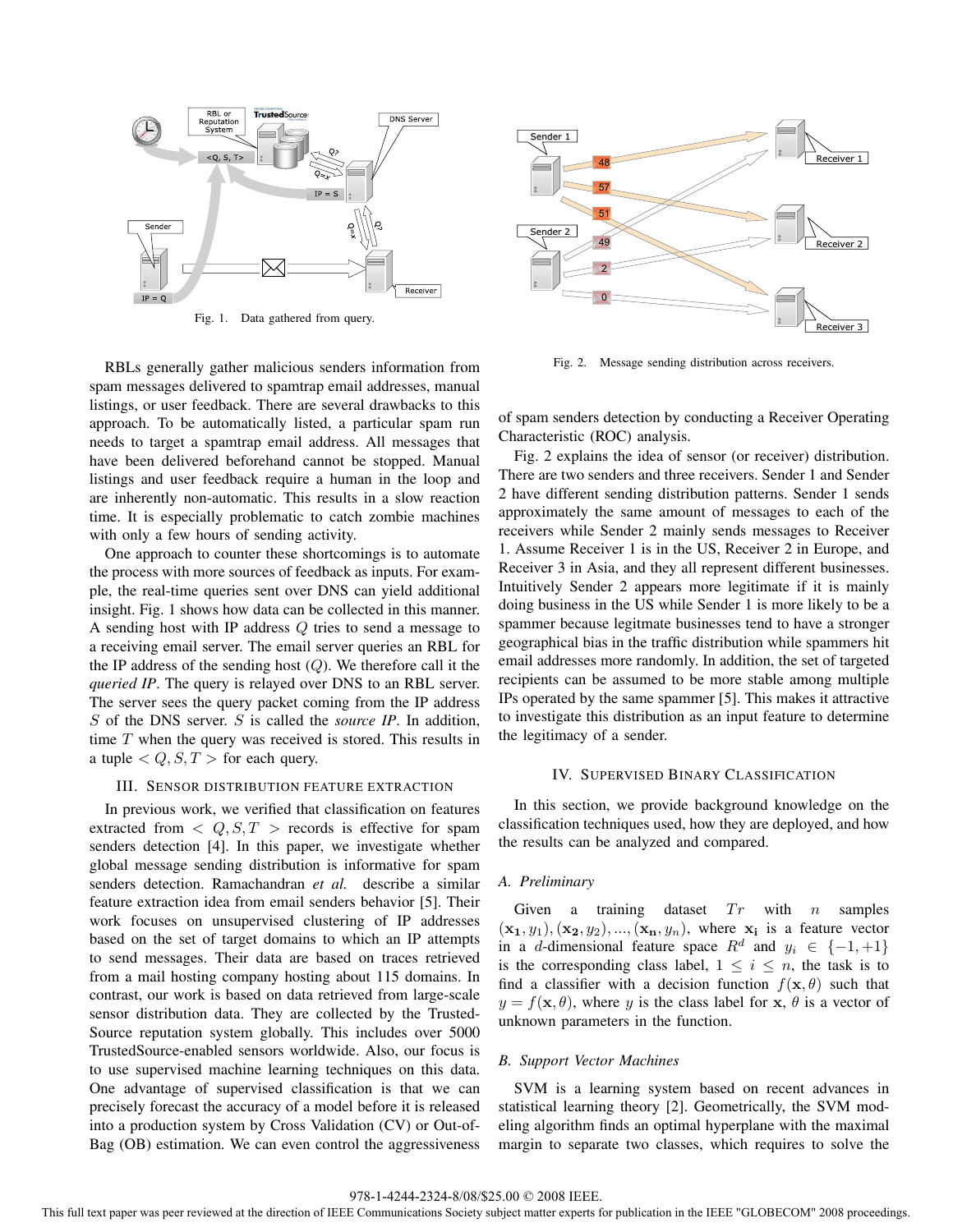Fig. 1. Data gathered from query.

Fig. 2. Message sending distribution across receivers.

RBLs generally gather malicious senders information from spam messages delivered to spamtrap email addresses, manual listings, or user feedback. There are several drawbacks to this approach. To be automatically listed, a particular spam run needs to target a spamtrap email address. All messages that have been delivered beforehand cannot be stopped. Manual listings and user feedback require a human in the loop and are inherently non-automatic. This results in a slow reaction time. It is especially problematic to catch zombie machines with only a few hours of sending activity.

One approach to counter these shortcomings is to automate the process with more sources of feedback as inputs. For example, the real-time queries sent over DNS can yield additional insight. Fig. 1 shows how data can be collected in this manner. A sending host with IP address $Q$ tries to send a message to a receiving email server. The email server queries an RBL for the IP address of the sending host ($Q$). We therefore call it the *queried IP*. The query is relayed over DNS to an RBL server. The server sees the query packet coming from the IP address $S$ of the DNS server. $S$ is called the *source IP*. In addition, time $T$ when the query was received is stored. This results in a tuple $< Q, S, T >$ for each query.

## III. Sensor distribution feature extraction

In previous work, we verified that classification on features extracted from $< Q, S, T >$ records is effective for spam senders detection [4]. In this paper, we investigate whether global message sending distribution is informative for spam senders detection. Ramachandran *et al.* describe a similar feature extraction idea from email senders behavior [5]. Their work focuses on unsupervised clustering of IP addresses based on the set of target domains to which an IP attempts to send messages. Their data are based on traces retrieved from a mail hosting company hosting about 115 domains. In contrast, our work is based on data retrieved from large-scale sensor distribution data. They are collected by the TrustedSource reputation system globally. This includes over 5000 TrustedSource-enabled sensors worldwide. Also, our focus is to use supervised machine learning techniques on this data. One advantage of supervised classification is that we can precisely forecast the accuracy of a model before it is released into a production system by Cross Validation (CV) or Out-of-Bag (OB) estimation. We can even control the aggressiveness of spam senders detection by conducting a Receiver Operating Characteristic (ROC) analysis.

Fig. 2 explains the idea of sensor (or receiver) distribution. There are two senders and three receivers. Sender 1 and Sender 2 have different sending distribution patterns. Sender 1 sends approximately the same amount of messages to each of the receivers while Sender 2 mainly sends messages to Receiver 1. Assume Receiver 1 is in the US, Receiver 2 in Europe, and Receiver 3 in Asia, and they all represent different businesses. Intuitively Sender 2 appears more legitimate if it is mainly doing business in the US while Sender 1 is more likely to be a spammer because legitmate businesses tend to have a stronger geographical bias in the traffic distribution while spammers hit email addresses more randomly. In addition, the set of targeted recipients can be assumed to be more stable among multiple IPs operated by the same spammer [5]. This makes it attractive to investigate this distribution as an input feature to determine the legitimacy of a sender.

## IV. Supervised Binary Classification

In this section, we provide background knowledge on the classification techniques used, how they are deployed, and how the results can be analyzed and compared.

### A. Preliminary

Given a training dataset $Tr$ with $n$ samples $(\mathbf{x_1}, y_1), (\mathbf{x_2}, y_2), ..., (\mathbf{x_n}, y_n)$, where $\mathbf{x_i}$ is a feature vector in a $d$-dimensional feature space $R^d$ and $y_i \in \{-1, +1\}$ is the corresponding class label, $1 \leq i \leq n$, the task is to find a classifier with a decision function $f(\mathbf{x}, \theta)$ such that $y = f(\mathbf{x}, \theta)$, where $y$ is the class label for $\mathbf{x}$, $\theta$ is a vector of unknown parameters in the function.

### B. Support Vector Machines

SVM is a learning system based on recent advances in statistical learning theory [2]. Geometrically, the SVM modeling algorithm finds an optimal hyperplane with the maximal margin to separate two classes, which requires to solve the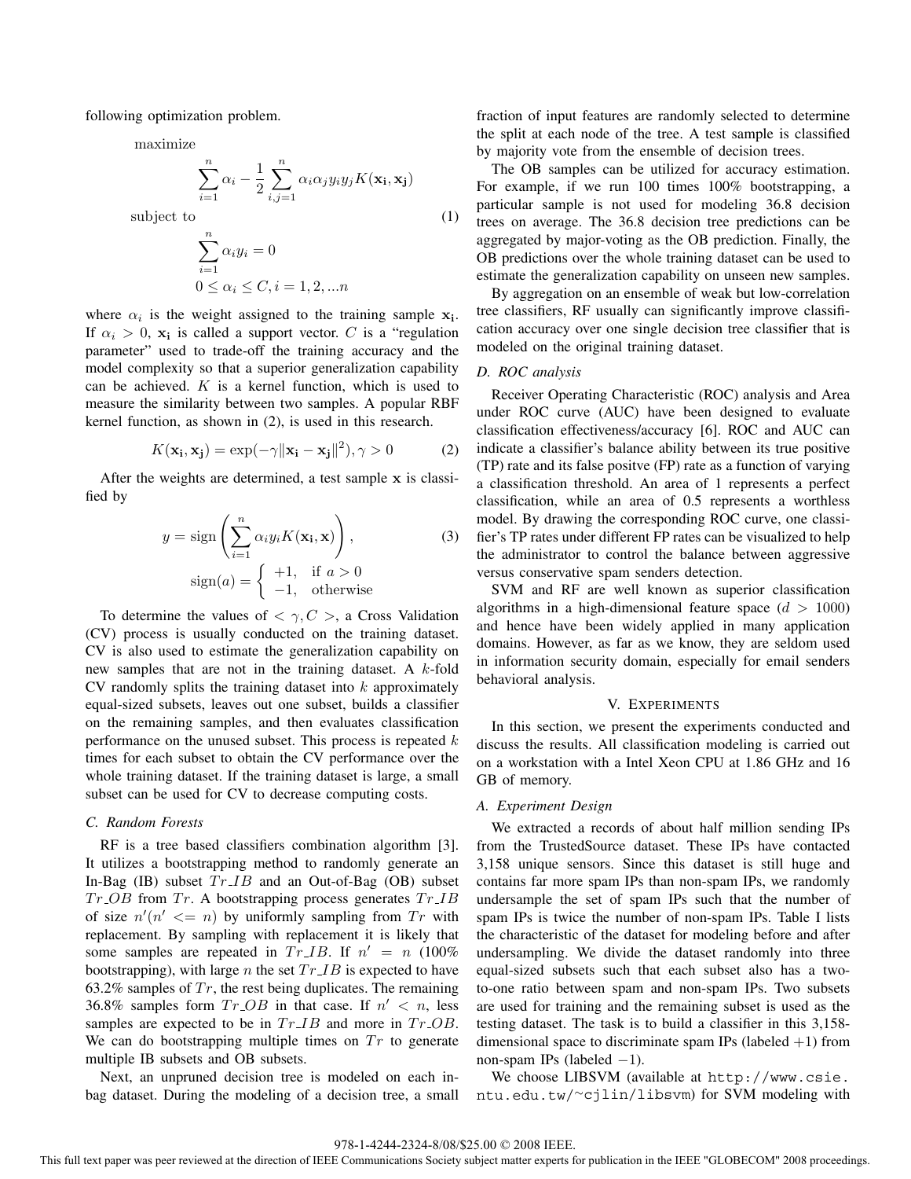following optimization problem.

$$
\begin{aligned}
&\text{maximize} \\
&\qquad \sum_{i=1}^{n} \alpha_i - \frac{1}{2} \sum_{i,j=1}^{n} \alpha_i \alpha_j y_i y_j K(\mathbf{x_i}, \mathbf{x_j}) \\
&\text{subject to} \\
&\qquad \sum_{i=1}^{n} \alpha_i y_i = 0 \\
&\qquad 0 \leq \alpha_i \leq C, i = 1, 2, ...n
\end{aligned}
\tag{1}
$$

where $\alpha_i$ is the weight assigned to the training sample $\mathbf{x_i}$. If $\alpha_i > 0$, $\mathbf{x_i}$ is called a support vector. $C$ is a "regulation parameter" used to trade-off the training accuracy and the model complexity so that a superior generalization capability can be achieved. $K$ is a kernel function, which is used to measure the similarity between two samples. A popular RBF kernel function, as shown in (2), is used in this research.

$$K(\mathbf{x_i}, \mathbf{x_j}) = \exp(-\gamma \|\mathbf{x_i} - \mathbf{x_j}\|^2), \gamma > 0 \tag{2}$$

After the weights are determined, a test sample $\mathbf{x}$ is classified by

$$
\begin{aligned}
y &= \text{sign}\left(\sum_{i=1}^{n} \alpha_i y_i K(\mathbf{x_i}, \mathbf{x})\right), \\
\text{sign}(a) &= \begin{cases} +1, & \text{if } a > 0 \\ -1, & \text{otherwise} \end{cases}
\end{aligned}
\tag{3}
$$

To determine the values of $< \gamma, C >$, a Cross Validation (CV) process is usually conducted on the training dataset. CV is also used to estimate the generalization capability on new samples that are not in the training dataset. A $k$-fold CV randomly splits the training dataset into $k$ approximately equal-sized subsets, leaves out one subset, builds a classifier on the remaining samples, and then evaluates classification performance on the unused subset. This process is repeated $k$ times for each subset to obtain the CV performance over the whole training dataset. If the training dataset is large, a small subset can be used for CV to decrease computing costs.

### C. Random Forests

RF is a tree based classifiers combination algorithm [3]. It utilizes a bootstrapping method to randomly generate an In-Bag (IB) subset $Tr\_IB$ and an Out-of-Bag (OB) subset $Tr\_OB$ from $Tr$. A bootstrapping process generates $Tr\_IB$ of size $n'(n' <= n)$ by uniformly sampling from $Tr$ with replacement. By sampling with replacement it is likely that some samples are repeated in $Tr\_IB$. If $n' = n$ (100% bootstrapping), with large $n$ the set $Tr\_IB$ is expected to have 63.2% samples of $Tr$, the rest being duplicates. The remaining 36.8% samples form $Tr\_OB$ in that case. If $n' < n$, less samples are expected to be in $Tr\_IB$ and more in $Tr\_OB$. We can do bootstrapping multiple times on $Tr$ to generate multiple IB subsets and OB subsets.

Next, an unpruned decision tree is modeled on each in-bag dataset. During the modeling of a decision tree, a small fraction of input features are randomly selected to determine the split at each node of the tree. A test sample is classified by majority vote from the ensemble of decision trees.

The OB samples can be utilized for accuracy estimation. For example, if we run 100 times 100% bootstrapping, a particular sample is not used for modeling 36.8 decision trees on average. The 36.8 decision tree predictions can be aggregated by major-voting as the OB prediction. Finally, the OB predictions over the whole training dataset can be used to estimate the generalization capability on unseen new samples.

By aggregation on an ensemble of weak but low-correlation tree classifiers, RF usually can significantly improve classification accuracy over one single decision tree classifier that is modeled on the original training dataset.

### D. ROC analysis

Receiver Operating Characteristic (ROC) analysis and Area under ROC curve (AUC) have been designed to evaluate classification effectiveness/accuracy [6]. ROC and AUC can indicate a classifier's balance ability between its true positive (TP) rate and its false positve (FP) rate as a function of varying a classification threshold. An area of 1 represents a perfect classification, while an area of 0.5 represents a worthless model. By drawing the corresponding ROC curve, one classifier's TP rates under different FP rates can be visualized to help the administrator to control the balance between aggressive versus conservative spam senders detection.

SVM and RF are well known as superior classification algorithms in a high-dimensional feature space ($d > 1000$) and hence have been widely applied in many application domains. However, as far as we know, they are seldom used in information security domain, especially for email senders behavioral analysis.

## V. Experiments

In this section, we present the experiments conducted and discuss the results. All classification modeling is carried out on a workstation with a Intel Xeon CPU at 1.86 GHz and 16 GB of memory.

### A. Experiment Design

We extracted a records of about half million sending IPs from the TrustedSource dataset. These IPs have contacted 3,158 unique sensors. Since this dataset is still huge and contains far more spam IPs than non-spam IPs, we randomly undersample the set of spam IPs such that the number of spam IPs is twice the number of non-spam IPs. Table I lists the characteristic of the dataset for modeling before and after undersampling. We divide the dataset randomly into three equal-sized subsets such that each subset also has a two-to-one ratio between spam and non-spam IPs. Two subsets are used for training and the remaining subset is used as the testing dataset. The task is to build a classifier in this 3,158-dimensional space to discriminate spam IPs (labeled +1) from non-spam IPs (labeled −1).

We choose LIBSVM (available at `http://www.csie.ntu.edu.tw/~cjlin/libsvm`) for SVM modeling with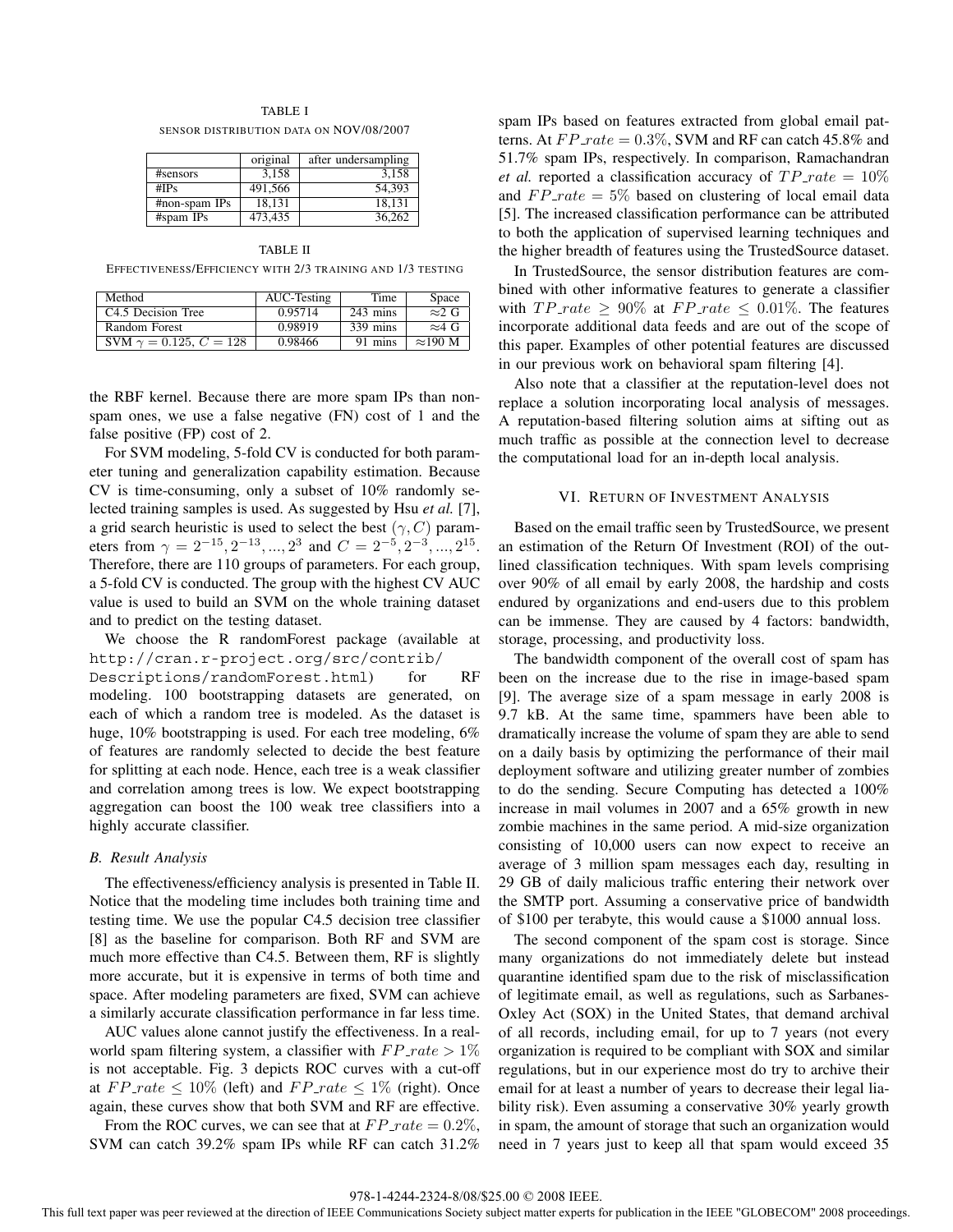TABLE I

SENSOR DISTRIBUTION DATA ON NOV/08/2007

| | original | after undersampling |
|---|---|---|
| #sensors | 3,158 | 3,158 |
| #IPs | 491,566 | 54,393 |
| #non-spam IPs | 18,131 | 18,131 |
| #spam IPs | 473,435 | 36,262 |

TABLE II

EFFECTIVENESS/EFFICIENCY WITH 2/3 TRAINING AND 1/3 TESTING

| Method | AUC-Testing | Time | Space |
|---|---|---|---|
| C4.5 Decision Tree | 0.95714 | 243 mins | $\approx$2 G |
| Random Forest | 0.98919 | 339 mins | $\approx$4 G |
| SVM $\gamma = 0.125$, $C = 128$ | 0.98466 | 91 mins | $\approx$190 M |

the RBF kernel. Because there are more spam IPs than non-spam ones, we use a false negative (FN) cost of 1 and the false positive (FP) cost of 2.

For SVM modeling, 5-fold CV is conducted for both parameter tuning and generalization capability estimation. Because CV is time-consuming, only a subset of 10% randomly selected training samples is used. As suggested by Hsu *et al.* [7], a grid search heuristic is used to select the best $(\gamma, C)$ parameters from $\gamma = 2^{-15}, 2^{-13}, ..., 2^{3}$ and $C = 2^{-5}, 2^{-3}, ..., 2^{15}$. Therefore, there are 110 groups of parameters. For each group, a 5-fold CV is conducted. The group with the highest CV AUC value is used to build an SVM on the whole training dataset and to predict on the testing dataset.

We choose the R randomForest package (available at `http://cran.r-project.org/src/contrib/Descriptions/randomForest.html`) for RF modeling. 100 bootstrapping datasets are generated, on each of which a random tree is modeled. As the dataset is huge, 10% bootstrapping is used. For each tree modeling, 6% of features are randomly selected to decide the best feature for splitting at each node. Hence, each tree is a weak classifier and correlation among trees is low. We expect bootstrapping aggregation can boost the 100 weak tree classifiers into a highly accurate classifier.

### B. Result Analysis

The effectiveness/efficiency analysis is presented in Table II. Notice that the modeling time includes both training time and testing time. We use the popular C4.5 decision tree classifier [8] as the baseline for comparison. Both RF and SVM are much more effective than C4.5. Between them, RF is slightly more accurate, but it is expensive in terms of both time and space. After modeling parameters are fixed, SVM can achieve a similarly accurate classification performance in far less time.

AUC values alone cannot justify the effectiveness. In a real-world spam filtering system, a classifier with $FP\_rate > 1\%$ is not acceptable. Fig. 3 depicts ROC curves with a cut-off at $FP\_rate \leq 10\%$ (left) and $FP\_rate \leq 1\%$ (right). Once again, these curves show that both SVM and RF are effective.

From the ROC curves, we can see that at $FP\_rate = 0.2\%$, SVM can catch 39.2% spam IPs while RF can catch 31.2% spam IPs based on features extracted from global email patterns. At $FP\_rate = 0.3\%$, SVM and RF can catch 45.8% and 51.7% spam IPs, respectively. In comparison, Ramachandran *et al.* reported a classification accuracy of $TP\_rate = 10\%$ and $FP\_rate = 5\%$ based on clustering of local email data [5]. The increased classification performance can be attributed to both the application of supervised learning techniques and the higher breadth of features using the TrustedSource dataset.

In TrustedSource, the sensor distribution features are combined with other informative features to generate a classifier with $TP\_rate \geq 90\%$ at $FP\_rate \leq 0.01\%$. The features incorporate additional data feeds and are out of the scope of this paper. Examples of other potential features are discussed in our previous work on behavioral spam filtering [4].

Also note that a classifier at the reputation-level does not replace a solution incorporating local analysis of messages. A reputation-based filtering solution aims at sifting out as much traffic as possible at the connection level to decrease the computational load for an in-depth local analysis.

## VI. Return of Investment Analysis

Based on the email traffic seen by TrustedSource, we present an estimation of the Return Of Investment (ROI) of the outlined classification techniques. With spam levels comprising over 90% of all email by early 2008, the hardship and costs endured by organizations and end-users due to this problem can be immense. They are caused by 4 factors: bandwidth, storage, processing, and productivity loss.

The bandwidth component of the overall cost of spam has been on the increase due to the rise in image-based spam [9]. The average size of a spam message in early 2008 is 9.7 kB. At the same time, spammers have been able to dramatically increase the volume of spam they are able to send on a daily basis by optimizing the performance of their mail deployment software and utilizing greater number of zombies to do the sending. Secure Computing has detected a 100% increase in mail volumes in 2007 and a 65% growth in new zombie machines in the same period. A mid-size organization consisting of 10,000 users can now expect to receive an average of 3 million spam messages each day, resulting in 29 GB of daily malicious traffic entering their network over the SMTP port. Assuming a conservative price of bandwidth of $100 per terabyte, this would cause a $1000 annual loss.

The second component of the spam cost is storage. Since many organizations do not immediately delete but instead quarantine identified spam due to the risk of misclassification of legitimate email, as well as regulations, such as Sarbanes-Oxley Act (SOX) in the United States, that demand archival of all records, including email, for up to 7 years (not every organization is required to be compliant with SOX and similar regulations, but in our experience most do try to archive their email for at least a number of years to decrease their legal liability risk). Even assuming a conservative 30% yearly growth in spam, the amount of storage that such an organization would need in 7 years just to keep all that spam would exceed 35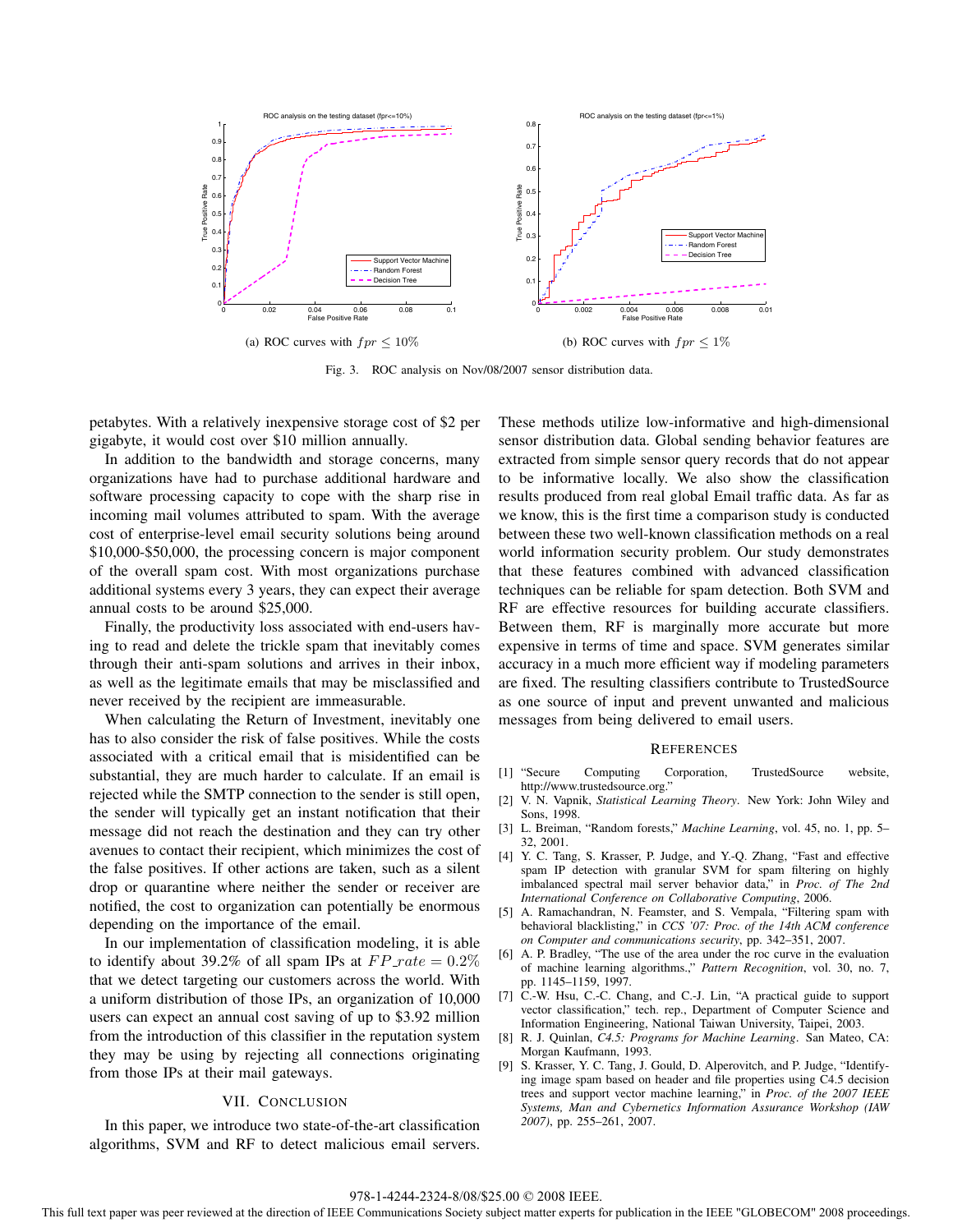ROC analysis on the testing dataset (fpr<=10%)

True Positive Rate

False Positive Rate

Support Vector Machine

Random Forest

Decision Tree

(a) ROC curves with $fpr \leq 10\%$

ROC analysis on the testing dataset (fpr<=1%)

True Positive Rate

False Positive Rate

Support Vector Machine

Random Forest

Decision Tree

(b) ROC curves with $fpr \leq 1\%$

Fig. 3. ROC analysis on Nov/08/2007 sensor distribution data.

petabytes. With a relatively inexpensive storage cost of $2 per gigabyte, it would cost over $10 million annually.

In addition to the bandwidth and storage concerns, many organizations have had to purchase additional hardware and software processing capacity to cope with the sharp rise in incoming mail volumes attributed to spam. With the average cost of enterprise-level email security solutions being around $10,000-$50,000, the processing concern is major component of the overall spam cost. With most organizations purchase additional systems every 3 years, they can expect their average annual costs to be around $25,000.

Finally, the productivity loss associated with end-users having to read and delete the trickle spam that inevitably comes through their anti-spam solutions and arrives in their inbox, as well as the legitimate emails that may be misclassified and never received by the recipient are immeasurable.

When calculating the Return of Investment, inevitably one has to also consider the risk of false positives. While the costs associated with a critical email that is misidentified can be substantial, they are much harder to calculate. If an email is rejected while the SMTP connection to the sender is still open, the sender will typically get an instant notification that their message did not reach the destination and they can try other avenues to contact their recipient, which minimizes the cost of the false positives. If other actions are taken, such as a silent drop or quarantine where neither the sender or receiver are notified, the cost to organization can potentially be enormous depending on the importance of the email.

In our implementation of classification modeling, it is able to identify about 39.2% of all spam IPs at $FP\_rate = 0.2\%$ that we detect targeting our customers across the world. With a uniform distribution of those IPs, an organization of 10,000 users can expect an annual cost saving of up to $3.92 million from the introduction of this classifier in the reputation system they may be using by rejecting all connections originating from those IPs at their mail gateways.

## VII. Conclusion

In this paper, we introduce two state-of-the-art classification algorithms, SVM and RF to detect malicious email servers. These methods utilize low-informative and high-dimensional sensor distribution data. Global sending behavior features are extracted from simple sensor query records that do not appear to be informative locally. We also show the classification results produced from real global Email traffic data. As far as we know, this is the first time a comparison study is conducted between these two well-known classification methods on a real world information security problem. Our study demonstrates that these features combined with advanced classification techniques can be reliable for spam detection. Both SVM and RF are effective resources for building accurate classifiers. Between them, RF is marginally more accurate but more expensive in terms of time and space. SVM generates similar accuracy in a much more efficient way if modeling parameters are fixed. The resulting classifiers contribute to TrustedSource as one source of input and prevent unwanted and malicious messages from being delivered to email users.

## References

[1] "Secure Computing Corporation, TrustedSource website, http://www.trustedsource.org."

[2] V. N. Vapnik, *Statistical Learning Theory*. New York: John Wiley and Sons, 1998.

[3] L. Breiman, "Random forests," *Machine Learning*, vol. 45, no. 1, pp. 5–32, 2001.

[4] Y. C. Tang, S. Krasser, P. Judge, and Y.-Q. Zhang, "Fast and effective spam IP detection with granular SVM for spam filtering on highly imbalanced spectral mail server behavior data," in *Proc. of The 2nd International Conference on Collaborative Computing*, 2006.

[5] A. Ramachandran, N. Feamster, and S. Vempala, "Filtering spam with behavioral blacklisting," in *CCS '07: Proc. of the 14th ACM conference on Computer and communications security*, pp. 342–351, 2007.

[6] A. P. Bradley, "The use of the area under the roc curve in the evaluation of machine learning algorithms.," *Pattern Recognition*, vol. 30, no. 7, pp. 1145–1159, 1997.

[7] C.-W. Hsu, C.-C. Chang, and C.-J. Lin, "A practical guide to support vector classification," tech. rep., Department of Computer Science and Information Engineering, National Taiwan University, Taipei, 2003.

[8] R. J. Quinlan, *C4.5: Programs for Machine Learning*. San Mateo, CA: Morgan Kaufmann, 1993.

[9] S. Krasser, Y. C. Tang, J. Gould, D. Alperovitch, and P. Judge, "Identifying image spam based on header and file properties using C4.5 decision trees and support vector machine learning," in *Proc. of the 2007 IEEE Systems, Man and Cybernetics Information Assurance Workshop (IAW 2007)*, pp. 255–261, 2007.